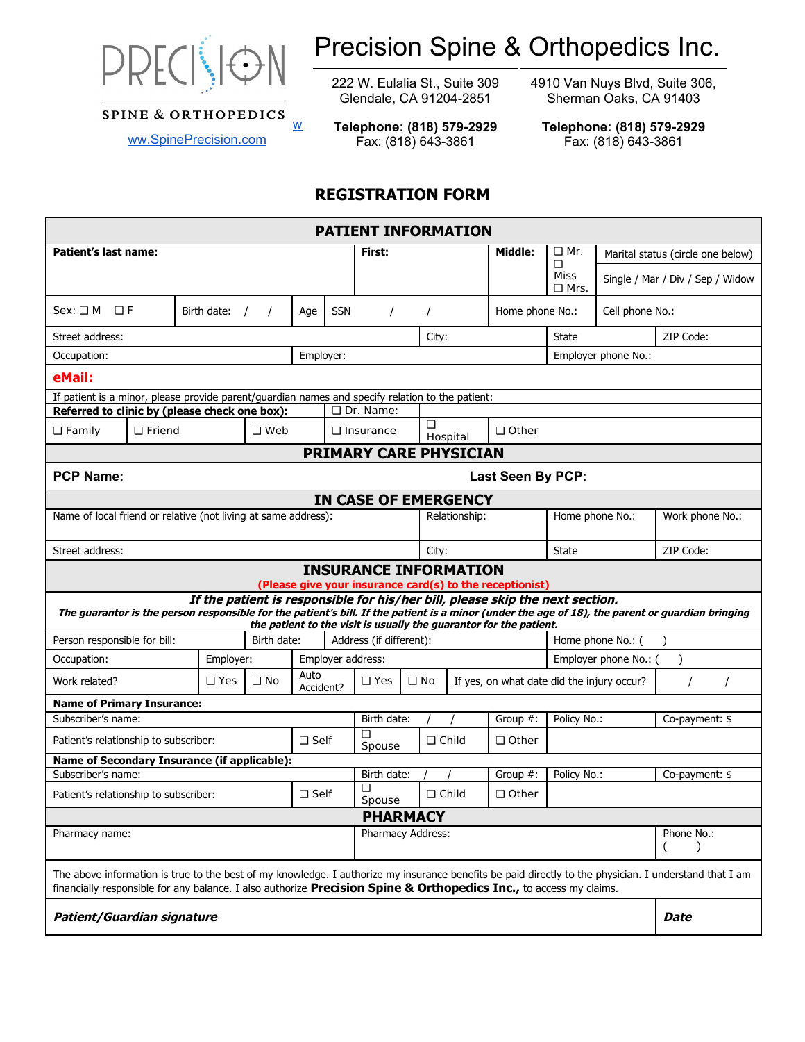PRECISION

SPINE & ORTHOPEDICS

ww.SpinePrecision.com

# Precision Spine & Orthopedics Inc.

222 W. Eulalia St., Suite 309
Glendale, CA 91204-2851

**Telephone: (818) 579-2929**
Fax: (818) 643-3861

4910 Van Nuys Blvd, Suite 306,
Sherman Oaks, CA 91403

**Telephone: (818) 579-2929**
Fax: (818) 643-3861

## REGISTRATION FORM

### PATIENT INFORMATION

| | | | | | | |
|---|---|---|---|---|---|---|
| **Patient's last name:** | **First:** | **Middle:** | ❑ Mr. ❑ Miss ❑ Mrs. | Marital status (circle one below) Single / Mar / Div / Sep / Widow | | |
| Sex: ❑ M ❑ F | Birth date: / / | Age | SSN / / | Home phone No.: | Cell phone No.: | |
| Street address: | | City: | | State | ZIP Code: | |
| Occupation: | Employer: | | | Employer phone No.: | | |

**eMail:**

If patient is a minor, please provide parent/guardian names and specify relation to the patient:

| | | | | | |
|---|---|---|---|---|---|
| **Referred to clinic by (please check one box):** | | | ❑ Dr. Name: | | |
| ❑ Family | ❑ Friend | ❑ Web | ❑ Insurance | ❑ Hospital | ❑ Other |

### PRIMARY CARE PHYSICIAN

**PCP Name:** **Last Seen By PCP:**

### IN CASE OF EMERGENCY

| | | | |
|---|---|---|---|
| Name of local friend or relative (not living at same address): | Relationship: | Home phone No.: | Work phone No.: |
| Street address: | City: | State | ZIP Code: |

### INSURANCE INFORMATION

**(Please give your insurance card(s) to the receptionist)**

***If the patient is responsible for his/her bill, please skip the next section.***

***The guarantor is the person responsible for the patient's bill. If the patient is a minor (under the age of 18), the parent or guardian bringing the patient to the visit is usually the guarantor for the patient.***

| | | | | | | | |
|---|---|---|---|---|---|---|---|
| Person responsible for bill: | Birth date: | Address (if different): | | | Home phone No.: ( ) | | |
| Occupation: | Employer: | Employer address: | | | Employer phone No.: ( ) | | |
| Work related? | ❑ Yes | ❑ No | Auto Accident? | ❑ Yes | ❑ No | If yes, on what date did the injury occur? | / / |

**Name of Primary Insurance:**

| | | | | | | |
|---|---|---|---|---|---|---|
| Subscriber's name: | | Birth date: / / | | Group #: | Policy No.: | Co-payment: $ |
| Patient's relationship to subscriber: | ❑ Self | ❑ Spouse | ❑ Child | ❑ Other | | |

**Name of Secondary Insurance (if applicable):**

| | | | | | | |
|---|---|---|---|---|---|---|
| Subscriber's name: | | Birth date: / / | | Group #: | Policy No.: | Co-payment: $ |
| Patient's relationship to subscriber: | ❑ Self | ❑ Spouse | ❑ Child | ❑ Other | | |

### PHARMACY

| | | |
|---|---|---|
| Pharmacy name: | Pharmacy Address: | Phone No.: ( ) |

The above information is true to the best of my knowledge. I authorize my insurance benefits be paid directly to the physician. I understand that I am financially responsible for any balance. I also authorize **Precision Spine & Orthopedics Inc.,** to access my claims.

| | |
|---|---|
| ***Patient/Guardian signature*** | ***Date*** |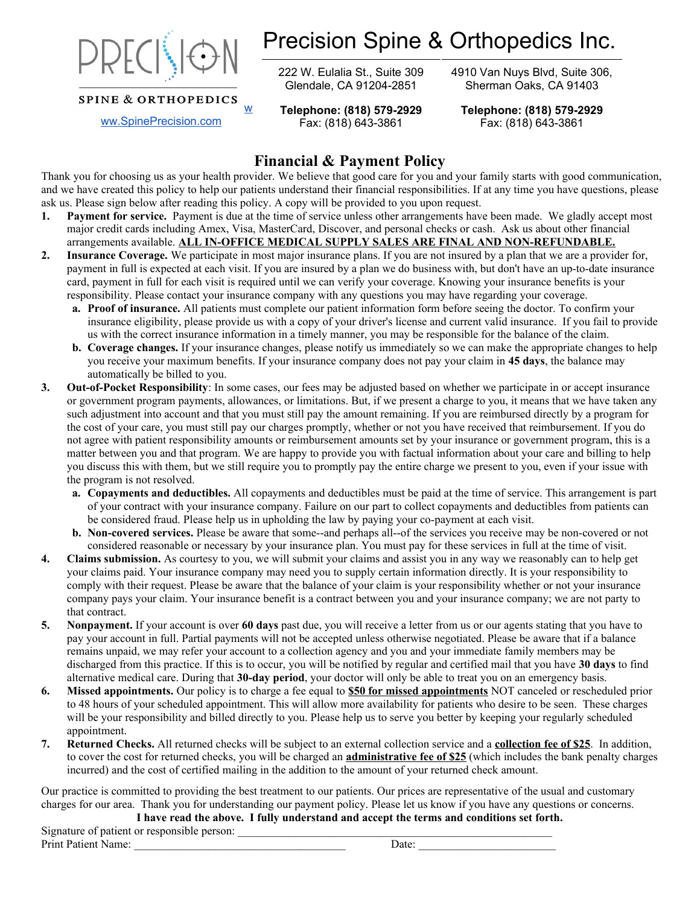# Precision Spine & Orthopedics Inc.

PRECISION SPINE & ORTHOPEDICS

www.SpinePrecision.com

222 W. Eulalia St., Suite 309
Glendale, CA 91204-2851

**Telephone: (818) 579-2929**
Fax: (818) 643-3861

4910 Van Nuys Blvd, Suite 306,
Sherman Oaks, CA 91403

**Telephone: (818) 579-2929**
Fax: (818) 643-3861

## Financial & Payment Policy

Thank you for choosing us as your health provider. We believe that good care for you and your family starts with good communication, and we have created this policy to help our patients understand their financial responsibilities. If at any time you have questions, please ask us. Please sign below after reading this policy. A copy will be provided to you upon request.

1. **Payment for service.** Payment is due at the time of service unless other arrangements have been made. We gladly accept most major credit cards including Amex, Visa, MasterCard, Discover, and personal checks or cash. Ask us about other financial arrangements available. **ALL IN-OFFICE MEDICAL SUPPLY SALES ARE FINAL AND NON-REFUNDABLE.**
2. **Insurance Coverage.** We participate in most major insurance plans. If you are not insured by a plan that we are a provider for, payment in full is expected at each visit. If you are insured by a plan we do business with, but don't have an up-to-date insurance card, payment in full for each visit is required until we can verify your coverage. Knowing your insurance benefits is your responsibility. Please contact your insurance company with any questions you may have regarding your coverage.
   a. **Proof of insurance.** All patients must complete our patient information form before seeing the doctor. To confirm your insurance eligibility, please provide us with a copy of your driver's license and current valid insurance. If you fail to provide us with the correct insurance information in a timely manner, you may be responsible for the balance of the claim.
   b. **Coverage changes.** If your insurance changes, please notify us immediately so we can make the appropriate changes to help you receive your maximum benefits. If your insurance company does not pay your claim in **45 days**, the balance may automatically be billed to you.
3. **Out-of-Pocket Responsibility**: In some cases, our fees may be adjusted based on whether we participate in or accept insurance or government program payments, allowances, or limitations. But, if we present a charge to you, it means that we have taken any such adjustment into account and that you must still pay the amount remaining. If you are reimbursed directly by a program for the cost of your care, you must still pay our charges promptly, whether or not you have received that reimbursement. If you do not agree with patient responsibility amounts or reimbursement amounts set by your insurance or government program, this is a matter between you and that program. We are happy to provide you with factual information about your care and billing to help you discuss this with them, but we still require you to promptly pay the entire charge we present to you, even if your issue with the program is not resolved.
   a. **Copayments and deductibles.** All copayments and deductibles must be paid at the time of service. This arrangement is part of your contract with your insurance company. Failure on our part to collect copayments and deductibles from patients can be considered fraud. Please help us in upholding the law by paying your co-payment at each visit.
   b. **Non-covered services.** Please be aware that some--and perhaps all--of the services you receive may be non-covered or not considered reasonable or necessary by your insurance plan. You must pay for these services in full at the time of visit.
4. **Claims submission.** As courtesy to you, we will submit your claims and assist you in any way we reasonably can to help get your claims paid. Your insurance company may need you to supply certain information directly. It is your responsibility to comply with their request. Please be aware that the balance of your claim is your responsibility whether or not your insurance company pays your claim. Your insurance benefit is a contract between you and your insurance company; we are not party to that contract.
5. **Nonpayment.** If your account is over **60 days** past due, you will receive a letter from us or our agents stating that you have to pay your account in full. Partial payments will not be accepted unless otherwise negotiated. Please be aware that if a balance remains unpaid, we may refer your account to a collection agency and you and your immediate family members may be discharged from this practice. If this is to occur, you will be notified by regular and certified mail that you have **30 days** to find alternative medical care. During that **30-day period**, your doctor will only be able to treat you on an emergency basis.
6. **Missed appointments.** Our policy is to charge a fee equal to **$50 for missed appointments** NOT canceled or rescheduled prior to 48 hours of your scheduled appointment. This will allow more availability for patients who desire to be seen. These charges will be your responsibility and billed directly to you. Please help us to serve you better by keeping your regularly scheduled appointment.
7. **Returned Checks.** All returned checks will be subject to an external collection service and a **collection fee of $25**. In addition, to cover the cost for returned checks, you will be charged an **administrative fee of $25** (which includes the bank penalty charges incurred) and the cost of certified mailing in the addition to the amount of your returned check amount.

Our practice is committed to providing the best treatment to our patients. Our prices are representative of the usual and customary charges for our area. Thank you for understanding our payment policy. Please let us know if you have any questions or concerns.

**I have read the above. I fully understand and accept the terms and conditions set forth.**

Signature of patient or responsible person: ______________________________________________

Print Patient Name: ________________________________ Date: ______________________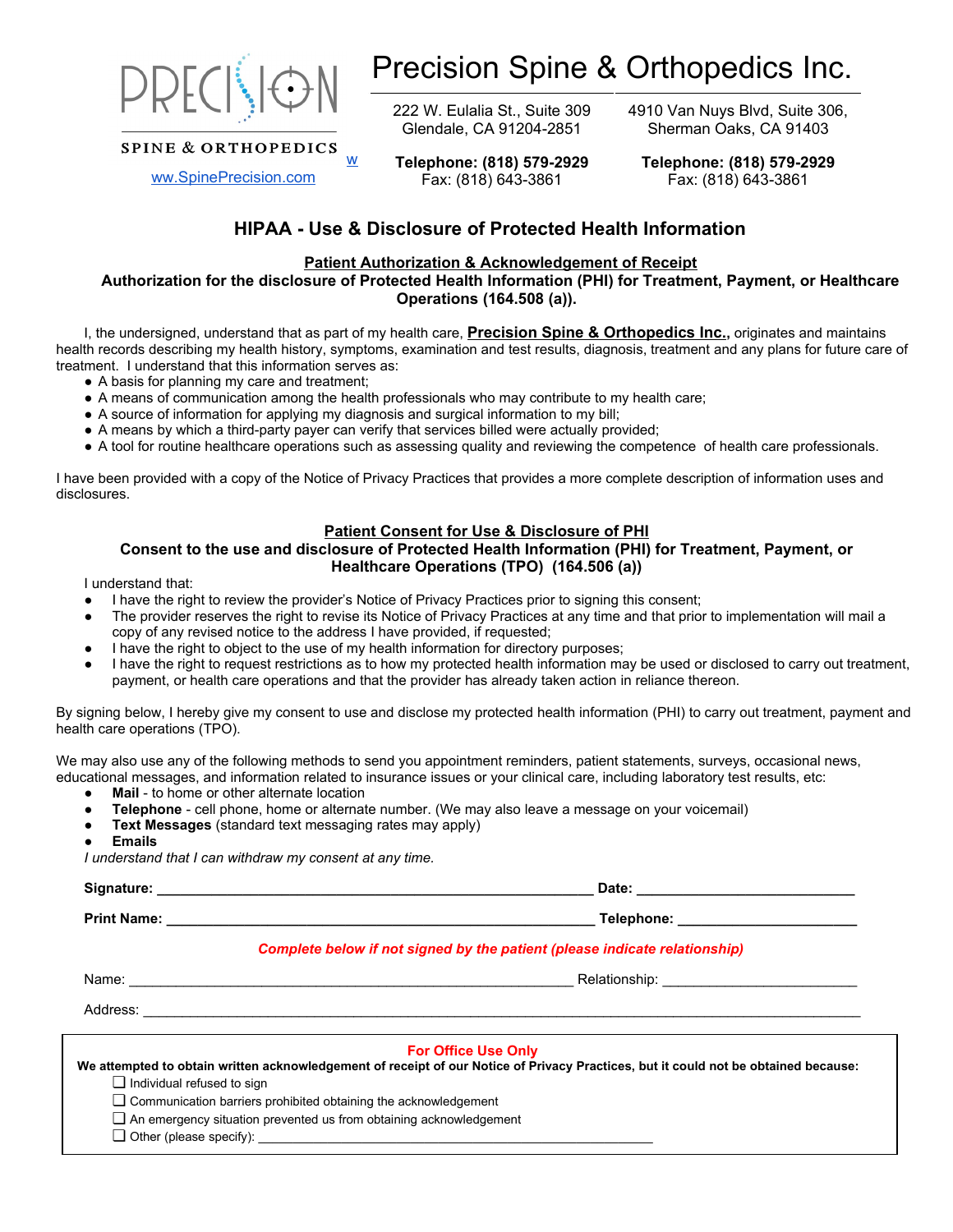PRECISION SPINE & ORTHOPEDICS

[w](http://www.SpinePrecision.com)[ww.SpinePrecision.com](http://www.SpinePrecision.com)

# Precision Spine & Orthopedics Inc.

222 W. Eulalia St., Suite 309
Glendale, CA 91204-2851

**Telephone: (818) 579-2929**
Fax: (818) 643-3861

4910 Van Nuys Blvd, Suite 306,
Sherman Oaks, CA 91403

**Telephone: (818) 579-2929**
Fax: (818) 643-3861

## HIPAA - Use & Disclosure of Protected Health Information

### Patient Authorization & Acknowledgement of Receipt

**Authorization for the disclosure of Protected Health Information (PHI) for Treatment, Payment, or Healthcare Operations (164.508 (a)).**

I, the undersigned, understand that as part of my health care, **Precision Spine & Orthopedics Inc.,** originates and maintains health records describing my health history, symptoms, examination and test results, diagnosis, treatment and any plans for future care of treatment. I understand that this information serves as:

- A basis for planning my care and treatment;
- A means of communication among the health professionals who may contribute to my health care;
- A source of information for applying my diagnosis and surgical information to my bill;
- A means by which a third-party payer can verify that services billed were actually provided;
- A tool for routine healthcare operations such as assessing quality and reviewing the competence of health care professionals.

I have been provided with a copy of the Notice of Privacy Practices that provides a more complete description of information uses and disclosures.

### Patient Consent for Use & Disclosure of PHI

**Consent to the use and disclosure of Protected Health Information (PHI) for Treatment, Payment, or Healthcare Operations (TPO) (164.506 (a))**

I understand that:

- I have the right to review the provider's Notice of Privacy Practices prior to signing this consent;
- The provider reserves the right to revise its Notice of Privacy Practices at any time and that prior to implementation will mail a copy of any revised notice to the address I have provided, if requested;
- I have the right to object to the use of my health information for directory purposes;
- I have the right to request restrictions as to how my protected health information may be used or disclosed to carry out treatment, payment, or health care operations and that the provider has already taken action in reliance thereon.

By signing below, I hereby give my consent to use and disclose my protected health information (PHI) to carry out treatment, payment and health care operations (TPO).

We may also use any of the following methods to send you appointment reminders, patient statements, surveys, occasional news, educational messages, and information related to insurance issues or your clinical care, including laboratory test results, etc:

- **Mail** - to home or other alternate location
- **Telephone** - cell phone, home or alternate number. (We may also leave a message on your voicemail)
- **Text Messages** (standard text messaging rates may apply)
- **Emails**

*I understand that I can withdraw my consent at any time.*

**Signature:** ______________________________________________ **Date:** ________________________

**Print Name:** ____________________________________________ **Telephone:** ____________________

***Complete below if not signed by the patient (please indicate relationship)***

Name: ________________________________________________ Relationship: ______________________

Address: ______________________________________________________________________________

**For Office Use Only**

**We attempted to obtain written acknowledgement of receipt of our Notice of Privacy Practices, but it could not be obtained because:**

- ☐ Individual refused to sign
- ☐ Communication barriers prohibited obtaining the acknowledgement
- ☐ An emergency situation prevented us from obtaining acknowledgement
- ☐ Other (please specify): ______________________________________________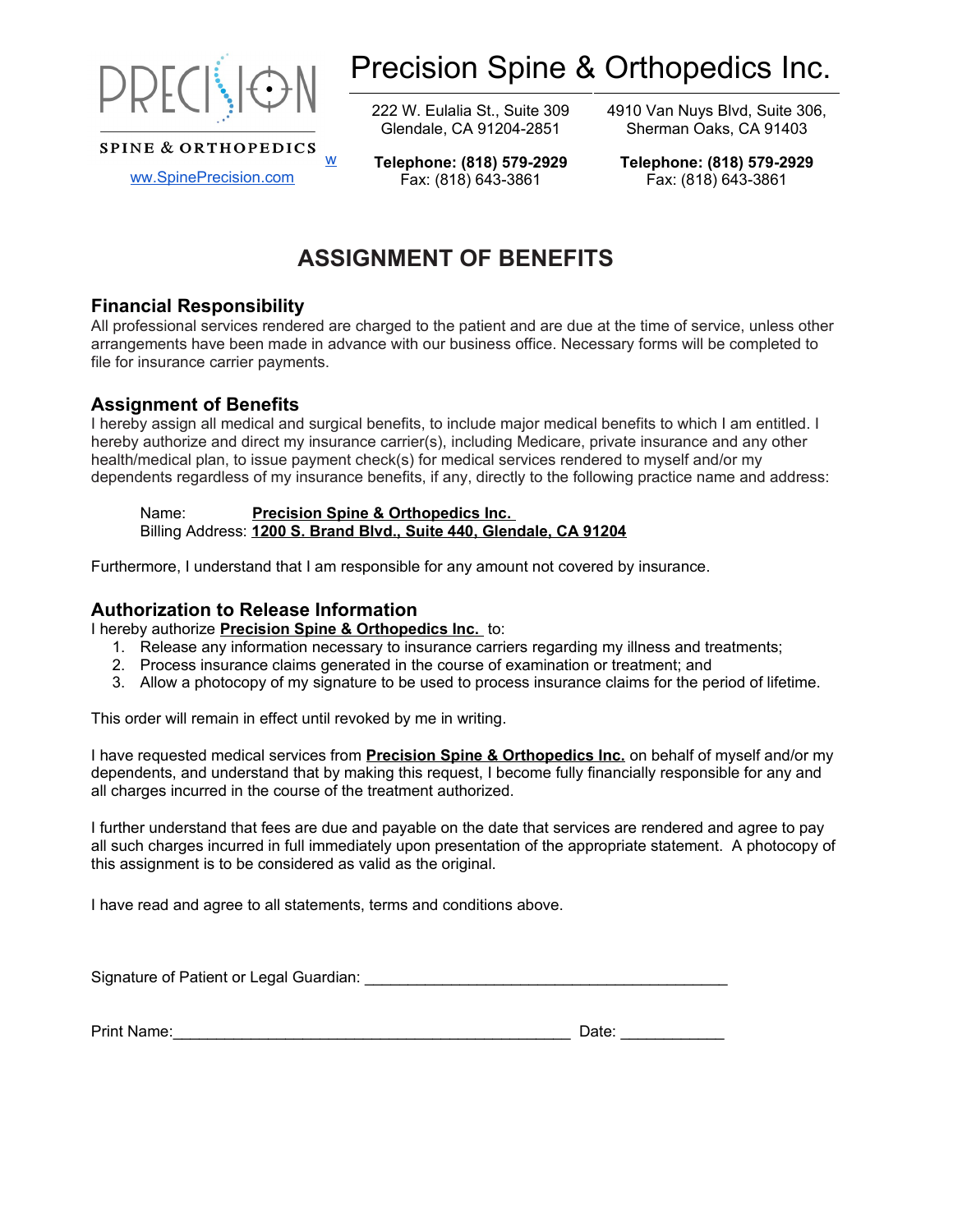# Precision Spine & Orthopedics Inc.

PRECISION
SPINE & ORTHOPEDICS
www.SpinePrecision.com

222 W. Eulalia St., Suite 309
Glendale, CA 91204-2851
**Telephone: (818) 579-2929**
Fax: (818) 643-3861

4910 Van Nuys Blvd, Suite 306,
Sherman Oaks, CA 91403
**Telephone: (818) 579-2929**
Fax: (818) 643-3861

## ASSIGNMENT OF BENEFITS

### Financial Responsibility

All professional services rendered are charged to the patient and are due at the time of service, unless other arrangements have been made in advance with our business office. Necessary forms will be completed to file for insurance carrier payments.

### Assignment of Benefits

I hereby assign all medical and surgical benefits, to include major medical benefits to which I am entitled. I hereby authorize and direct my insurance carrier(s), including Medicare, private insurance and any other health/medical plan, to issue payment check(s) for medical services rendered to myself and/or my dependents regardless of my insurance benefits, if any, directly to the following practice name and address:

Name: **Precision Spine & Orthopedics Inc.**
Billing Address: **1200 S. Brand Blvd., Suite 440, Glendale, CA 91204**

Furthermore, I understand that I am responsible for any amount not covered by insurance.

### Authorization to Release Information

I hereby authorize **Precision Spine & Orthopedics Inc.** to:

1. Release any information necessary to insurance carriers regarding my illness and treatments;
2. Process insurance claims generated in the course of examination or treatment; and
3. Allow a photocopy of my signature to be used to process insurance claims for the period of lifetime.

This order will remain in effect until revoked by me in writing.

I have requested medical services from **Precision Spine & Orthopedics Inc.** on behalf of myself and/or my dependents, and understand that by making this request, I become fully financially responsible for any and all charges incurred in the course of the treatment authorized.

I further understand that fees are due and payable on the date that services are rendered and agree to pay all such charges incurred in full immediately upon presentation of the appropriate statement. A photocopy of this assignment is to be considered as valid as the original.

I have read and agree to all statements, terms and conditions above.

Signature of Patient or Legal Guardian: ___________________________________________

Print Name:_______________________________________________ Date: ____________